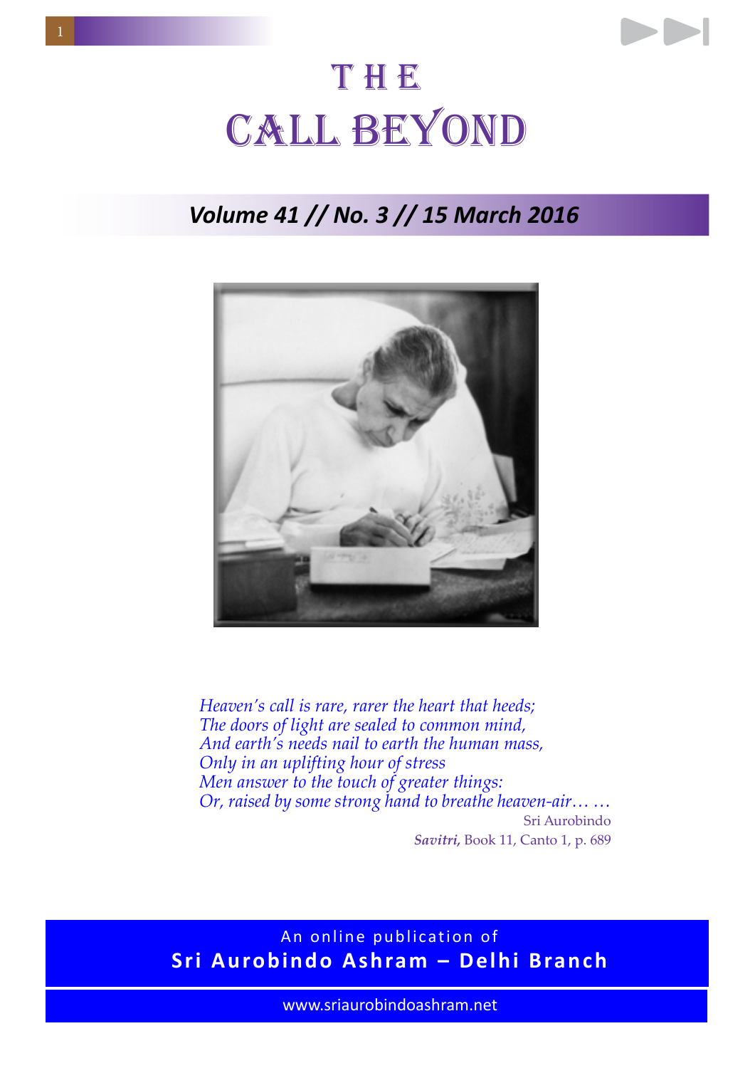# THE CALL BEYOND

## *Volume 41 // No. 3 // 15 March 2016*

*Heaven's call is rare, rarer the heart that heeds;*
*The doors of light are sealed to common mind,*
*And earth's needs nail to earth the human mass,*
*Only in an uplifting hour of stress*
*Men answer to the touch of greater things:*
*Or, raised by some strong hand to breathe heaven-air… …*

Sri Aurobindo
***Savitri,*** Book 11, Canto 1, p. 689

An online publication of
**Sri Aurobindo Ashram – Delhi Branch**

www.sriaurobindoashram.net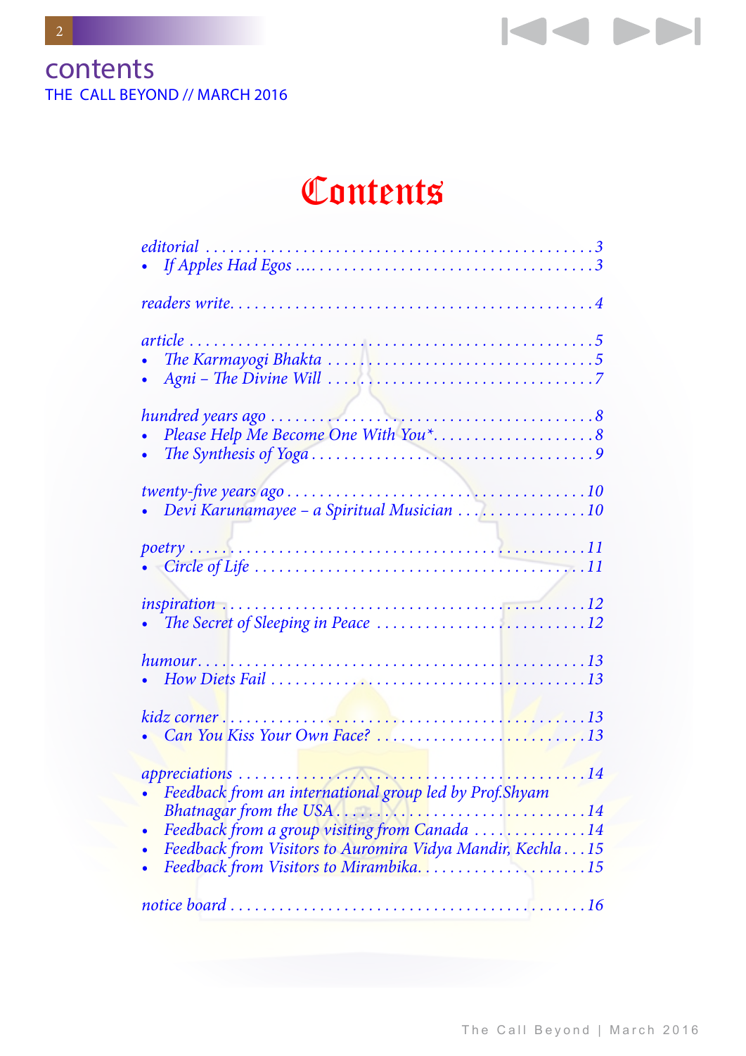# Contents

*editorial* . . . . . . . . . . . . . . . . . . . . . . . . . . . . . . . . . . . . . . . . . . . . . . 3

- *If Apples Had Egos* .... . . . . . . . . . . . . . . . . . . . . . . . . . . . . . . . . 3

*readers write*. . . . . . . . . . . . . . . . . . . . . . . . . . . . . . . . . . . . . . . . . . . . 4

*article* . . . . . . . . . . . . . . . . . . . . . . . . . . . . . . . . . . . . . . . . . . . . . . . . 5

- *The Karmayogi Bhakta* . . . . . . . . . . . . . . . . . . . . . . . . . . . . . . . 5
- *Agni – The Divine Will* . . . . . . . . . . . . . . . . . . . . . . . . . . . . . . . 7

*hundred years ago* . . . . . . . . . . . . . . . . . . . . . . . . . . . . . . . . . . . . . . 8

- *Please Help Me Become One With You\**. . . . . . . . . . . . . . . . . . . . 8
- *The Synthesis of Yoga* . . . . . . . . . . . . . . . . . . . . . . . . . . . . . . . . 9

*twenty-five years ago* . . . . . . . . . . . . . . . . . . . . . . . . . . . . . . . . . . . 10

- *Devi Karunamayee – a Spiritual Musician* . . . . . . . . . . . . . . . . 10

*poetry* . . . . . . . . . . . . . . . . . . . . . . . . . . . . . . . . . . . . . . . . . . . . . . . 11

- *Circle of Life* . . . . . . . . . . . . . . . . . . . . . . . . . . . . . . . . . . . . . . . 11

*inspiration* . . . . . . . . . . . . . . . . . . . . . . . . . . . . . . . . . . . . . . . . . . . 12

- *The Secret of Sleeping in Peace* . . . . . . . . . . . . . . . . . . . . . . . . 12

*humour*. . . . . . . . . . . . . . . . . . . . . . . . . . . . . . . . . . . . . . . . . . . . . . 13

- *How Diets Fail* . . . . . . . . . . . . . . . . . . . . . . . . . . . . . . . . . . . . . . 13

*kidz corner* . . . . . . . . . . . . . . . . . . . . . . . . . . . . . . . . . . . . . . . . . . 13

- *Can You Kiss Your Own Face?* . . . . . . . . . . . . . . . . . . . . . . . . . 13

*appreciations* . . . . . . . . . . . . . . . . . . . . . . . . . . . . . . . . . . . . . . . . 14

- *Feedback from an international group led by Prof.Shyam Bhatnagar from the USA* . . . . . . . . . . . . . . . . . . . . . . . . . . . . . . . 14
- *Feedback from a group visiting from Canada* . . . . . . . . . . . . . . 14
- *Feedback from Visitors to Auromira Vidya Mandir, Kechla* . . . 15
- *Feedback from Visitors to Mirambika*. . . . . . . . . . . . . . . . . . . . . 15

*notice board* . . . . . . . . . . . . . . . . . . . . . . . . . . . . . . . . . . . . . . . . . . 16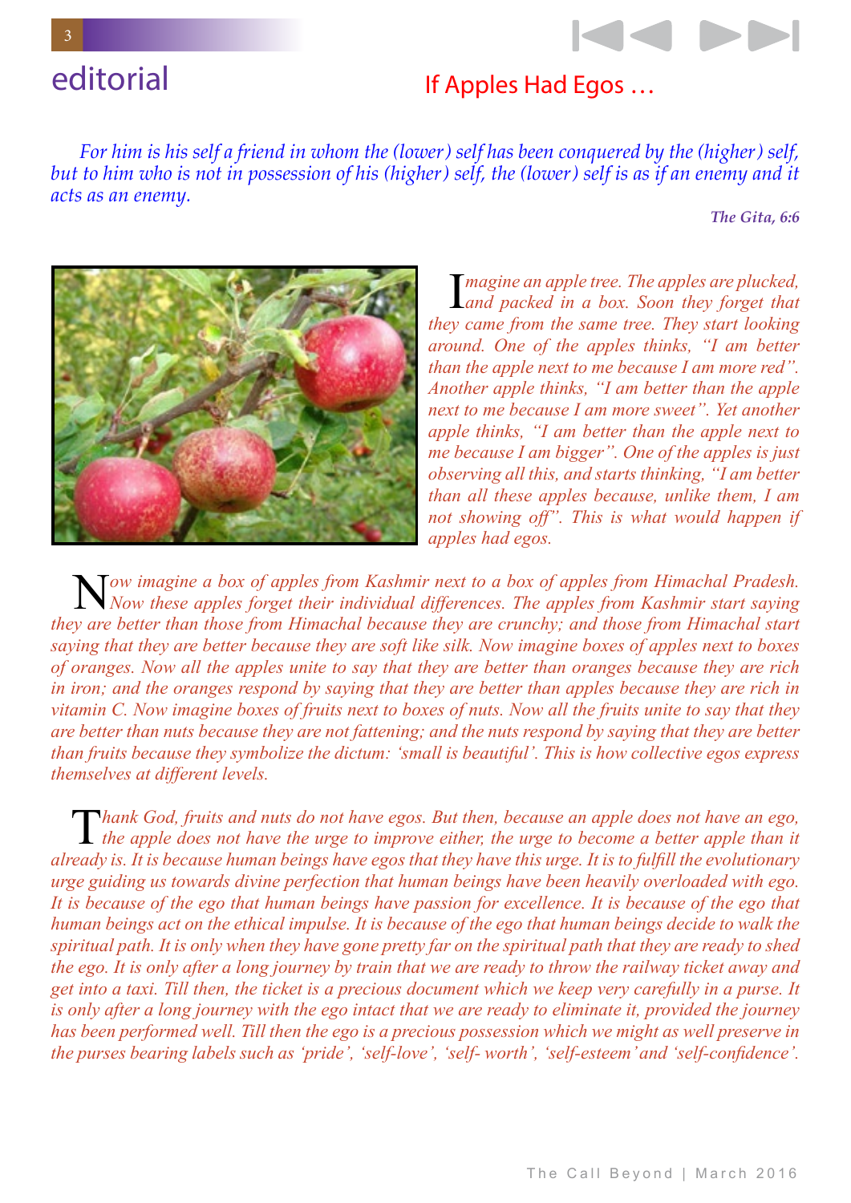# editorial

## If Apples Had Egos …

*For him is his self a friend in whom the (lower) self has been conquered by the (higher) self, but to him who is not in possession of his (higher) self, the (lower) self is as if an enemy and it acts as an enemy.*

***The Gita, 6:6***

*Imagine an apple tree. The apples are plucked, and packed in a box. Soon they forget that they came from the same tree. They start looking around. One of the apples thinks, "I am better than the apple next to me because I am more red". Another apple thinks, "I am better than the apple next to me because I am more sweet". Yet another apple thinks, "I am better than the apple next to me because I am bigger". One of the apples is just observing all this, and starts thinking, "I am better than all these apples because, unlike them, I am not showing off". This is what would happen if apples had egos.*

*Now imagine a box of apples from Kashmir next to a box of apples from Himachal Pradesh. Now these apples forget their individual differences. The apples from Kashmir start saying they are better than those from Himachal because they are crunchy; and those from Himachal start saying that they are better because they are soft like silk. Now imagine boxes of apples next to boxes of oranges. Now all the apples unite to say that they are better than oranges because they are rich in iron; and the oranges respond by saying that they are better than apples because they are rich in vitamin C. Now imagine boxes of fruits next to boxes of nuts. Now all the fruits unite to say that they are better than nuts because they are not fattening; and the nuts respond by saying that they are better than fruits because they symbolize the dictum: 'small is beautiful'. This is how collective egos express themselves at different levels.*

*Thank God, fruits and nuts do not have egos. But then, because an apple does not have an ego, the apple does not have the urge to improve either, the urge to become a better apple than it already is. It is because human beings have egos that they have this urge. It is to fulfill the evolutionary urge guiding us towards divine perfection that human beings have been heavily overloaded with ego. It is because of the ego that human beings have passion for excellence. It is because of the ego that human beings act on the ethical impulse. It is because of the ego that human beings decide to walk the spiritual path. It is only when they have gone pretty far on the spiritual path that they are ready to shed the ego. It is only after a long journey by train that we are ready to throw the railway ticket away and get into a taxi. Till then, the ticket is a precious document which we keep very carefully in a purse. It is only after a long journey with the ego intact that we are ready to eliminate it, provided the journey has been performed well. Till then the ego is a precious possession which we might as well preserve in the purses bearing labels such as 'pride', 'self-love', 'self- worth', 'self-esteem' and 'self-confidence'.*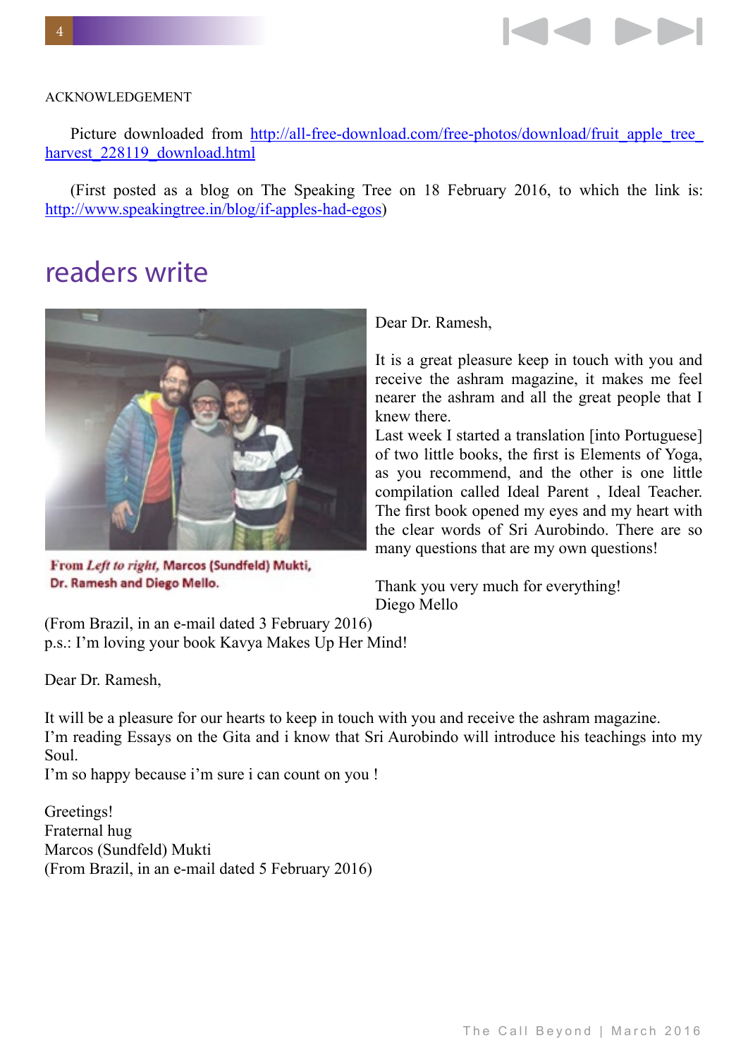ACKNOWLEDGEMENT

Picture downloaded from http://all-free-download.com/free-photos/download/fruit_apple_tree_harvest_228119_download.html

(First posted as a blog on The Speaking Tree on 18 February 2016, to which the link is: http://www.speakingtree.in/blog/if-apples-had-egos)

# readers write

From *Left to right*, **Marcos (Sundfeld) Mukti, Dr. Ramesh and Diego Mello.**

Dear Dr. Ramesh,

It is a great pleasure keep in touch with you and receive the ashram magazine, it makes me feel nearer the ashram and all the great people that I knew there.
Last week I started a translation [into Portuguese] of two little books, the first is Elements of Yoga, as you recommend, and the other is one little compilation called Ideal Parent , Ideal Teacher. The first book opened my eyes and my heart with the clear words of Sri Aurobindo. There are so many questions that are my own questions!

Thank you very much for everything!
Diego Mello
(From Brazil, in an e-mail dated 3 February 2016)
p.s.: I'm loving your book Kavya Makes Up Her Mind!

Dear Dr. Ramesh,

It will be a pleasure for our hearts to keep in touch with you and receive the ashram magazine.
I'm reading Essays on the Gita and i know that Sri Aurobindo will introduce his teachings into my Soul.
I'm so happy because i'm sure i can count on you !

Greetings!
Fraternal hug
Marcos (Sundfeld) Mukti
(From Brazil, in an e-mail dated 5 February 2016)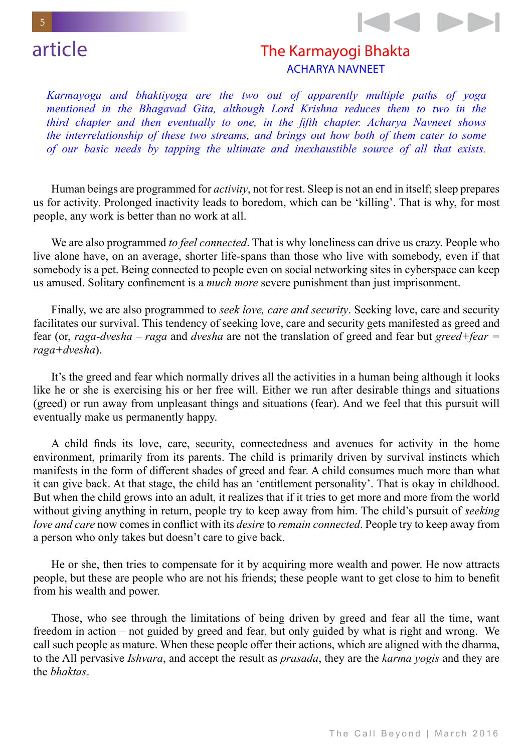article

# The Karmayogi Bhakta

ACHARYA NAVNEET

*Karmayoga and bhaktiyoga are the two out of apparently multiple paths of yoga mentioned in the Bhagavad Gita, although Lord Krishna reduces them to two in the third chapter and then eventually to one, in the fifth chapter. Acharya Navneet shows the interrelationship of these two streams, and brings out how both of them cater to some of our basic needs by tapping the ultimate and inexhaustible source of all that exists.*

Human beings are programmed for *activity*, not for rest. Sleep is not an end in itself; sleep prepares us for activity. Prolonged inactivity leads to boredom, which can be 'killing'. That is why, for most people, any work is better than no work at all.

We are also programmed *to feel connected*. That is why loneliness can drive us crazy. People who live alone have, on an average, shorter life-spans than those who live with somebody, even if that somebody is a pet. Being connected to people even on social networking sites in cyberspace can keep us amused. Solitary confinement is a *much more* severe punishment than just imprisonment.

Finally, we are also programmed to *seek love, care and security*. Seeking love, care and security facilitates our survival. This tendency of seeking love, care and security gets manifested as greed and fear (or, *raga-dvesha* – *raga* and *dvesha* are not the translation of greed and fear but *greed+fear = raga+dvesha*).

It's the greed and fear which normally drives all the activities in a human being although it looks like he or she is exercising his or her free will. Either we run after desirable things and situations (greed) or run away from unpleasant things and situations (fear). And we feel that this pursuit will eventually make us permanently happy.

A child finds its love, care, security, connectedness and avenues for activity in the home environment, primarily from its parents. The child is primarily driven by survival instincts which manifests in the form of different shades of greed and fear. A child consumes much more than what it can give back. At that stage, the child has an 'entitlement personality'. That is okay in childhood. But when the child grows into an adult, it realizes that if it tries to get more and more from the world without giving anything in return, people try to keep away from him. The child's pursuit of *seeking love and care* now comes in conflict with its *desire* to *remain connected*. People try to keep away from a person who only takes but doesn't care to give back.

He or she, then tries to compensate for it by acquiring more wealth and power. He now attracts people, but these are people who are not his friends; these people want to get close to him to benefit from his wealth and power.

Those, who see through the limitations of being driven by greed and fear all the time, want freedom in action – not guided by greed and fear, but only guided by what is right and wrong. We call such people as mature. When these people offer their actions, which are aligned with the dharma, to the All pervasive *Ishvara*, and accept the result as *prasada*, they are the *karma yogis* and they are the *bhaktas*.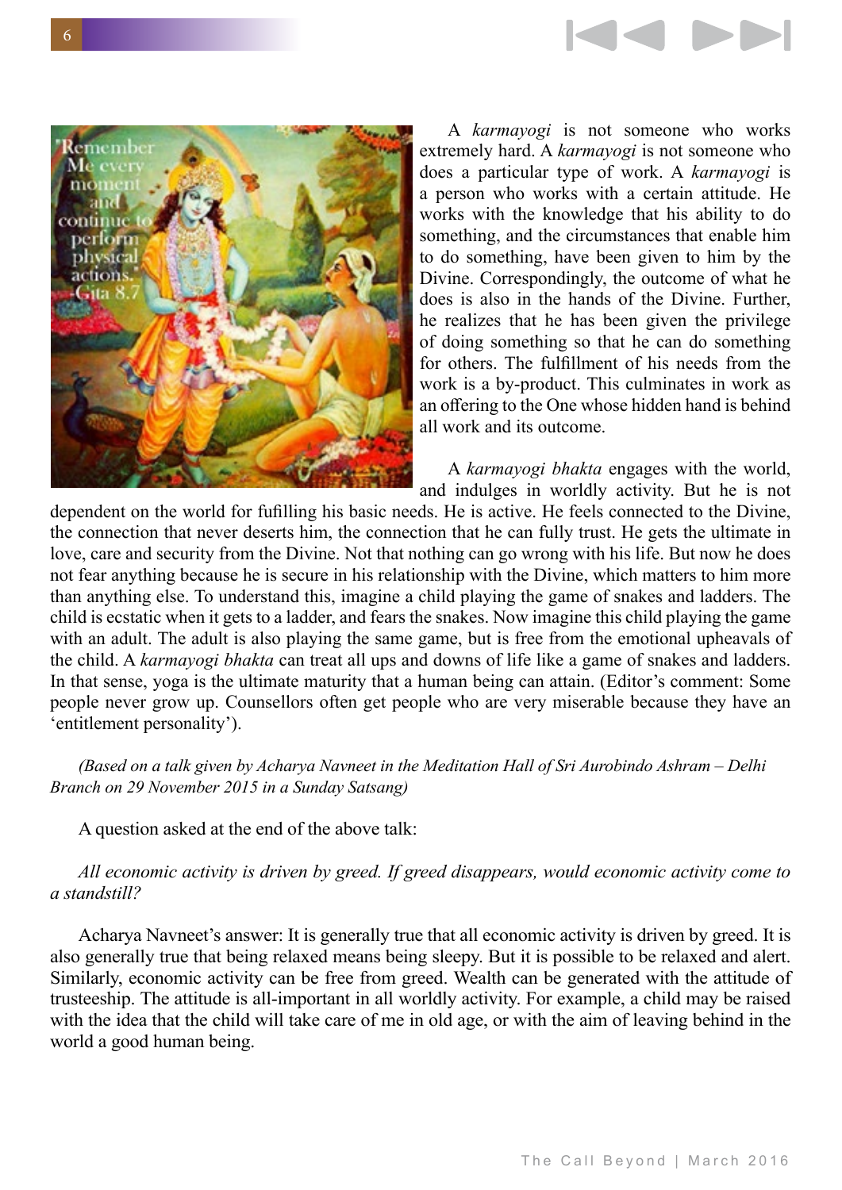A *karmayogi* is not someone who works extremely hard. A *karmayogi* is not someone who does a particular type of work. A *karmayogi* is a person who works with a certain attitude. He works with the knowledge that his ability to do something, and the circumstances that enable him to do something, have been given to him by the Divine. Correspondingly, the outcome of what he does is also in the hands of the Divine. Further, he realizes that he has been given the privilege of doing something so that he can do something for others. The fulfillment of his needs from the work is a by-product. This culminates in work as an offering to the One whose hidden hand is behind all work and its outcome.

A *karmayogi bhakta* engages with the world, and indulges in worldly activity. But he is not dependent on the world for fufilling his basic needs. He is active. He feels connected to the Divine, the connection that never deserts him, the connection that he can fully trust. He gets the ultimate in love, care and security from the Divine. Not that nothing can go wrong with his life. But now he does not fear anything because he is secure in his relationship with the Divine, which matters to him more than anything else. To understand this, imagine a child playing the game of snakes and ladders. The child is ecstatic when it gets to a ladder, and fears the snakes. Now imagine this child playing the game with an adult. The adult is also playing the same game, but is free from the emotional upheavals of the child. A *karmayogi bhakta* can treat all ups and downs of life like a game of snakes and ladders. In that sense, yoga is the ultimate maturity that a human being can attain. (Editor's comment: Some people never grow up. Counsellors often get people who are very miserable because they have an 'entitlement personality').

*(Based on a talk given by Acharya Navneet in the Meditation Hall of Sri Aurobindo Ashram – Delhi Branch on 29 November 2015 in a Sunday Satsang)*

A question asked at the end of the above talk:

*All economic activity is driven by greed. If greed disappears, would economic activity come to a standstill?*

Acharya Navneet's answer: It is generally true that all economic activity is driven by greed. It is also generally true that being relaxed means being sleepy. But it is possible to be relaxed and alert. Similarly, economic activity can be free from greed. Wealth can be generated with the attitude of trusteeship. The attitude is all-important in all worldly activity. For example, a child may be raised with the idea that the child will take care of me in old age, or with the aim of leaving behind in the world a good human being.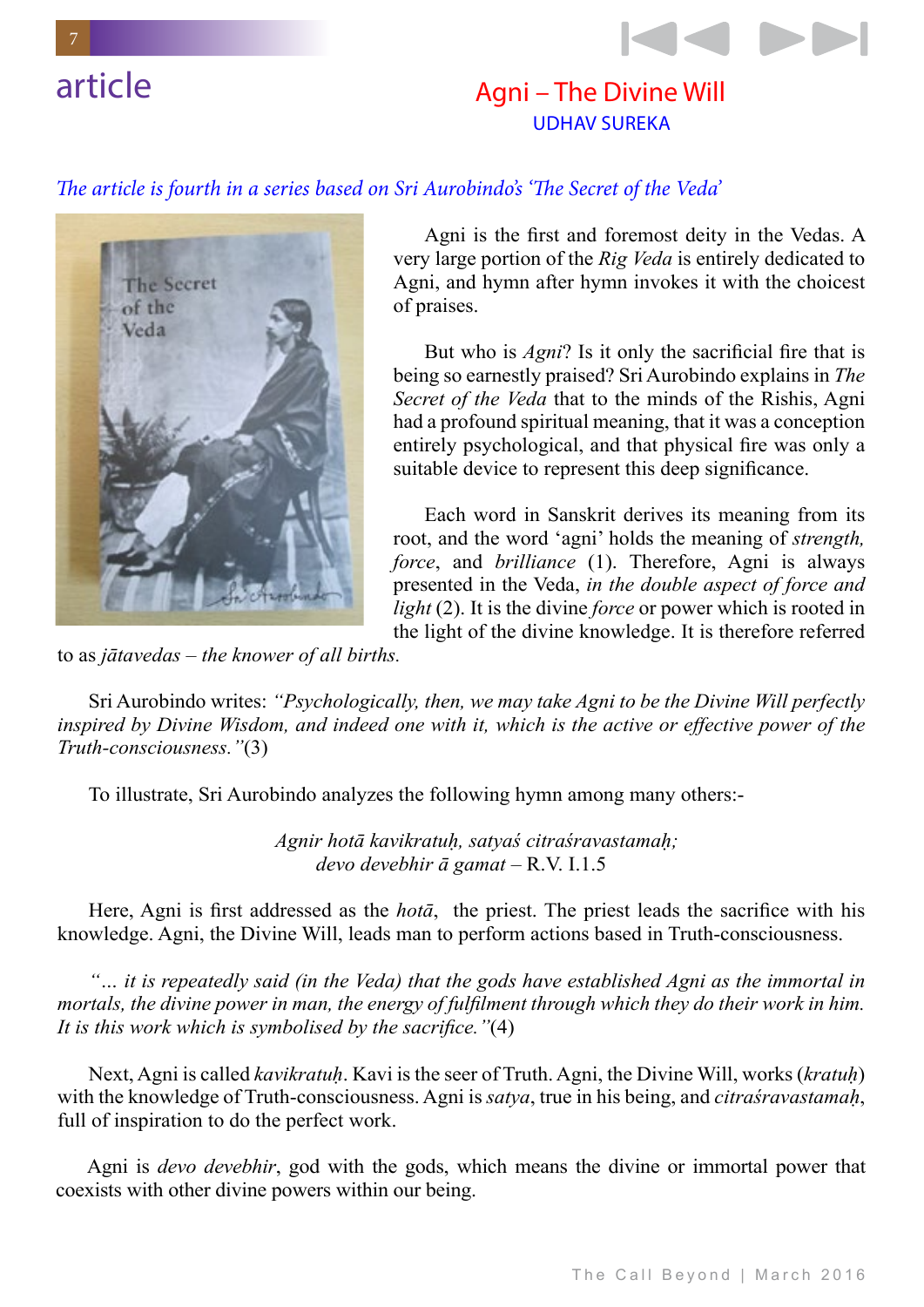article

# Agni – The Divine Will

UDHAV SUREKA

*The article is fourth in a series based on Sri Aurobindo's 'The Secret of the Veda'*

Agni is the first and foremost deity in the Vedas. A very large portion of the *Rig Veda* is entirely dedicated to Agni, and hymn after hymn invokes it with the choicest of praises.

But who is *Agni*? Is it only the sacrificial fire that is being so earnestly praised? Sri Aurobindo explains in *The Secret of the Veda* that to the minds of the Rishis, Agni had a profound spiritual meaning, that it was a conception entirely psychological, and that physical fire was only a suitable device to represent this deep significance.

Each word in Sanskrit derives its meaning from its root, and the word 'agni' holds the meaning of *strength, force*, and *brilliance* (1). Therefore, Agni is always presented in the Veda, *in the double aspect of force and light* (2). It is the divine *force* or power which is rooted in the light of the divine knowledge. It is therefore referred to as *jātavedas – the knower of all births.*

Sri Aurobindo writes: *"Psychologically, then, we may take Agni to be the Divine Will perfectly inspired by Divine Wisdom, and indeed one with it, which is the active or effective power of the Truth-consciousness."*(3)

To illustrate, Sri Aurobindo analyzes the following hymn among many others:-

*Agnir hotā kavikratuḥ, satyaś citraśravastamaḥ;*
*devo devebhir ā gamat* – R.V. I.1.5

Here, Agni is first addressed as the *hotā*, the priest. The priest leads the sacrifice with his knowledge. Agni, the Divine Will, leads man to perform actions based in Truth-consciousness.

*"… it is repeatedly said (in the Veda) that the gods have established Agni as the immortal in mortals, the divine power in man, the energy of fulfilment through which they do their work in him. It is this work which is symbolised by the sacrifice."*(4)

Next, Agni is called *kavikratuḥ*. Kavi is the seer of Truth. Agni, the Divine Will, works (*kratuḥ*) with the knowledge of Truth-consciousness. Agni is *satya*, true in his being, and *citraśravastamaḥ*, full of inspiration to do the perfect work.

Agni is *devo devebhir*, god with the gods, which means the divine or immortal power that coexists with other divine powers within our being.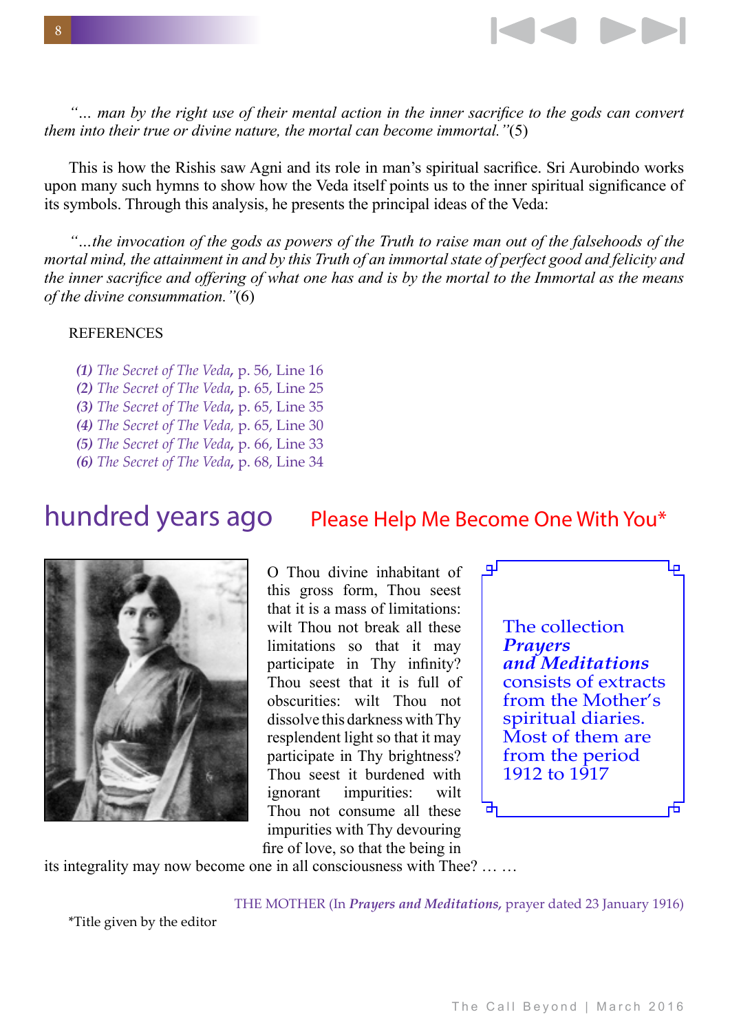*"… man by the right use of their mental action in the inner sacrifice to the gods can convert them into their true or divine nature, the mortal can become immortal."*(5)

This is how the Rishis saw Agni and its role in man's spiritual sacrifice. Sri Aurobindo works upon many such hymns to show how the Veda itself points us to the inner spiritual significance of its symbols. Through this analysis, he presents the principal ideas of the Veda:

*"…the invocation of the gods as powers of the Truth to raise man out of the falsehoods of the mortal mind, the attainment in and by this Truth of an immortal state of perfect good and felicity and the inner sacrifice and offering of what one has and is by the mortal to the Immortal as the means of the divine consummation."*(6)

REFERENCES

***(1)*** *The Secret of The Veda*, p. 56, Line 16
***(2)*** *The Secret of The Veda*, p. 65, Line 25
***(3)*** *The Secret of The Veda*, p. 65, Line 35
***(4)*** *The Secret of The Veda*, p. 65, Line 30
***(5)*** *The Secret of The Veda*, p. 66, Line 33
***(6)*** *The Secret of The Veda*, p. 68, Line 34

## hundred years ago

## Please Help Me Become One With You*

O Thou divine inhabitant of this gross form, Thou seest that it is a mass of limitations: wilt Thou not break all these limitations so that it may participate in Thy infinity? Thou seest that it is full of obscurities: wilt Thou not dissolve this darkness with Thy resplendent light so that it may participate in Thy brightness? Thou seest it burdened with ignorant impurities: wilt Thou not consume all these impurities with Thy devouring fire of love, so that the being in its integrality may now become one in all consciousness with Thee? … …

THE MOTHER (In ***Prayers and Meditations,*** prayer dated 23 January 1916)

The collection ***Prayers and Meditations*** consists of extracts from the Mother's spiritual diaries. Most of them are from the period 1912 to 1917

*Title given by the editor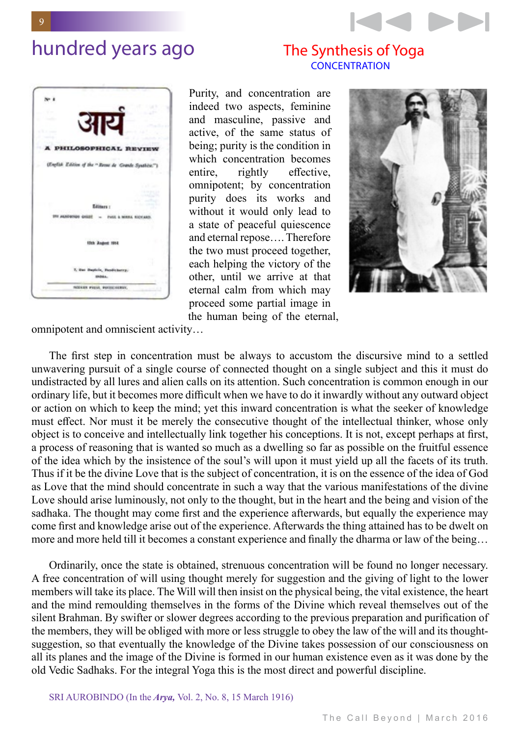# hundred years ago

## The Synthesis of Yoga

### CONCENTRATION

Purity, and concentration are indeed two aspects, feminine and masculine, passive and active, of the same status of being; purity is the condition in which concentration becomes entire, rightly effective, omnipotent; by concentration purity does its works and without it would only lead to a state of peaceful quiescence and eternal repose…. Therefore the two must proceed together, each helping the victory of the other, until we arrive at that eternal calm from which may proceed some partial image in the human being of the eternal, omnipotent and omniscient activity…

The first step in concentration must be always to accustom the discursive mind to a settled unwavering pursuit of a single course of connected thought on a single subject and this it must do undistracted by all lures and alien calls on its attention. Such concentration is common enough in our ordinary life, but it becomes more difficult when we have to do it inwardly without any outward object or action on which to keep the mind; yet this inward concentration is what the seeker of knowledge must effect. Nor must it be merely the consecutive thought of the intellectual thinker, whose only object is to conceive and intellectually link together his conceptions. It is not, except perhaps at first, a process of reasoning that is wanted so much as a dwelling so far as possible on the fruitful essence of the idea which by the insistence of the soul's will upon it must yield up all the facets of its truth. Thus if it be the divine Love that is the subject of concentration, it is on the essence of the idea of God as Love that the mind should concentrate in such a way that the various manifestations of the divine Love should arise luminously, not only to the thought, but in the heart and the being and vision of the sadhaka. The thought may come first and the experience afterwards, but equally the experience may come first and knowledge arise out of the experience. Afterwards the thing attained has to be dwelt on more and more held till it becomes a constant experience and finally the dharma or law of the being…

Ordinarily, once the state is obtained, strenuous concentration will be found no longer necessary. A free concentration of will using thought merely for suggestion and the giving of light to the lower members will take its place. The Will will then insist on the physical being, the vital existence, the heart and the mind remoulding themselves in the forms of the Divine which reveal themselves out of the silent Brahman. By swifter or slower degrees according to the previous preparation and purification of the members, they will be obliged with more or less struggle to obey the law of the will and its thought-suggestion, so that eventually the knowledge of the Divine takes possession of our consciousness on all its planes and the image of the Divine is formed in our human existence even as it was done by the old Vedic Sadhaks. For the integral Yoga this is the most direct and powerful discipline.

SRI AUROBINDO (In the ***Arya,*** Vol. 2, No. 8, 15 March 1916)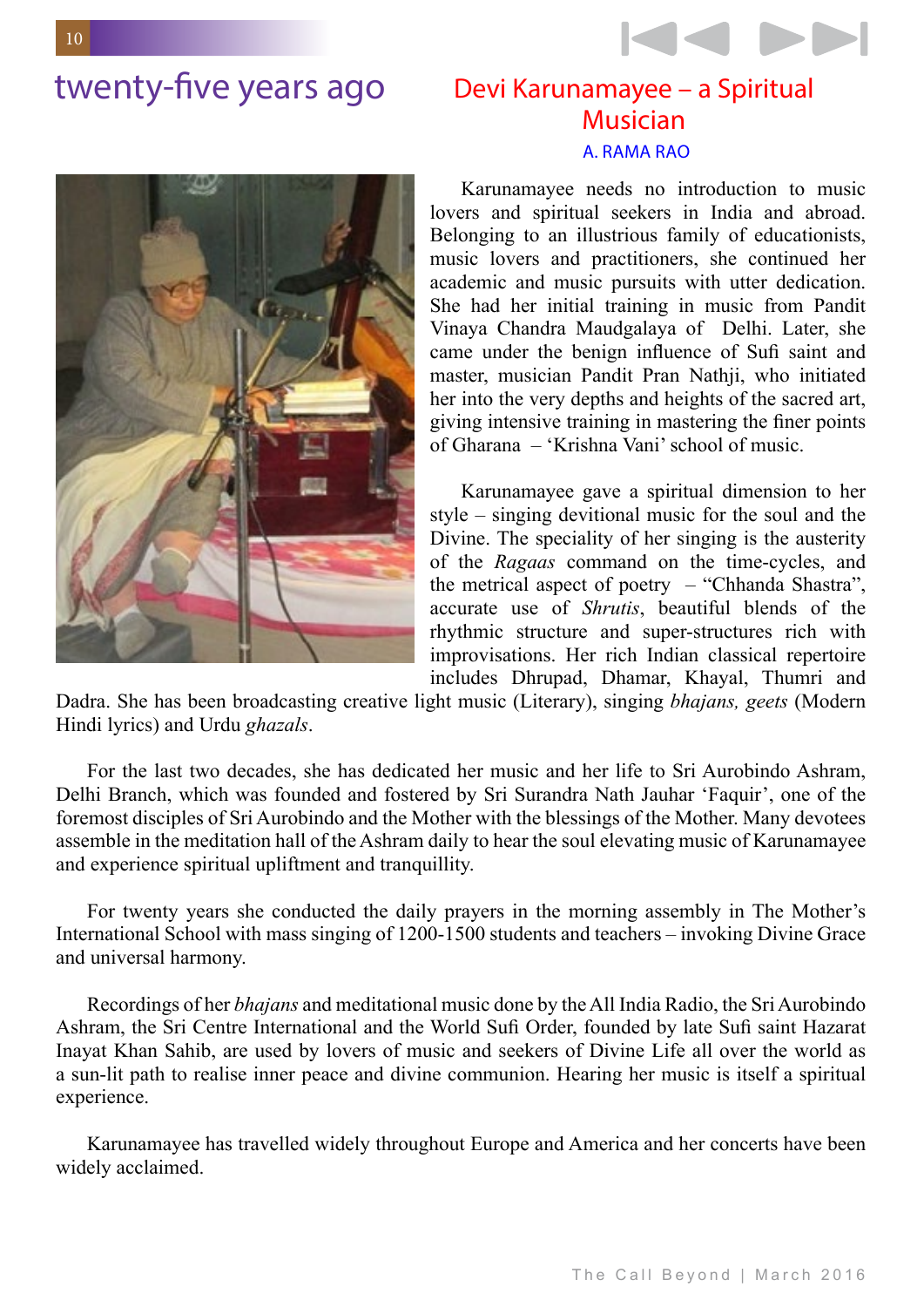# twenty-five years ago

## Devi Karunamayee – a Spiritual Musician

A. RAMA RAO

Karunamayee needs no introduction to music lovers and spiritual seekers in India and abroad. Belonging to an illustrious family of educationists, music lovers and practitioners, she continued her academic and music pursuits with utter dedication. She had her initial training in music from Pandit Vinaya Chandra Maudgalaya of Delhi. Later, she came under the benign influence of Sufi saint and master, musician Pandit Pran Nathji, who initiated her into the very depths and heights of the sacred art, giving intensive training in mastering the finer points of Gharana – 'Krishna Vani' school of music.

Karunamayee gave a spiritual dimension to her style – singing devitional music for the soul and the Divine. The speciality of her singing is the austerity of the *Ragaas* command on the time-cycles, and the metrical aspect of poetry – "Chhanda Shastra", accurate use of *Shrutis*, beautiful blends of the rhythmic structure and super-structures rich with improvisations. Her rich Indian classical repertoire includes Dhrupad, Dhamar, Khayal, Thumri and Dadra. She has been broadcasting creative light music (Literary), singing *bhajans, geets* (Modern Hindi lyrics) and Urdu *ghazals*.

For the last two decades, she has dedicated her music and her life to Sri Aurobindo Ashram, Delhi Branch, which was founded and fostered by Sri Surandra Nath Jauhar 'Faquir', one of the foremost disciples of Sri Aurobindo and the Mother with the blessings of the Mother. Many devotees assemble in the meditation hall of the Ashram daily to hear the soul elevating music of Karunamayee and experience spiritual upliftment and tranquillity.

For twenty years she conducted the daily prayers in the morning assembly in The Mother's International School with mass singing of 1200-1500 students and teachers – invoking Divine Grace and universal harmony.

Recordings of her *bhajans* and meditational music done by the All India Radio, the Sri Aurobindo Ashram, the Sri Centre International and the World Sufi Order, founded by late Sufi saint Hazarat Inayat Khan Sahib, are used by lovers of music and seekers of Divine Life all over the world as a sun-lit path to realise inner peace and divine communion. Hearing her music is itself a spiritual experience.

Karunamayee has travelled widely throughout Europe and America and her concerts have been widely acclaimed.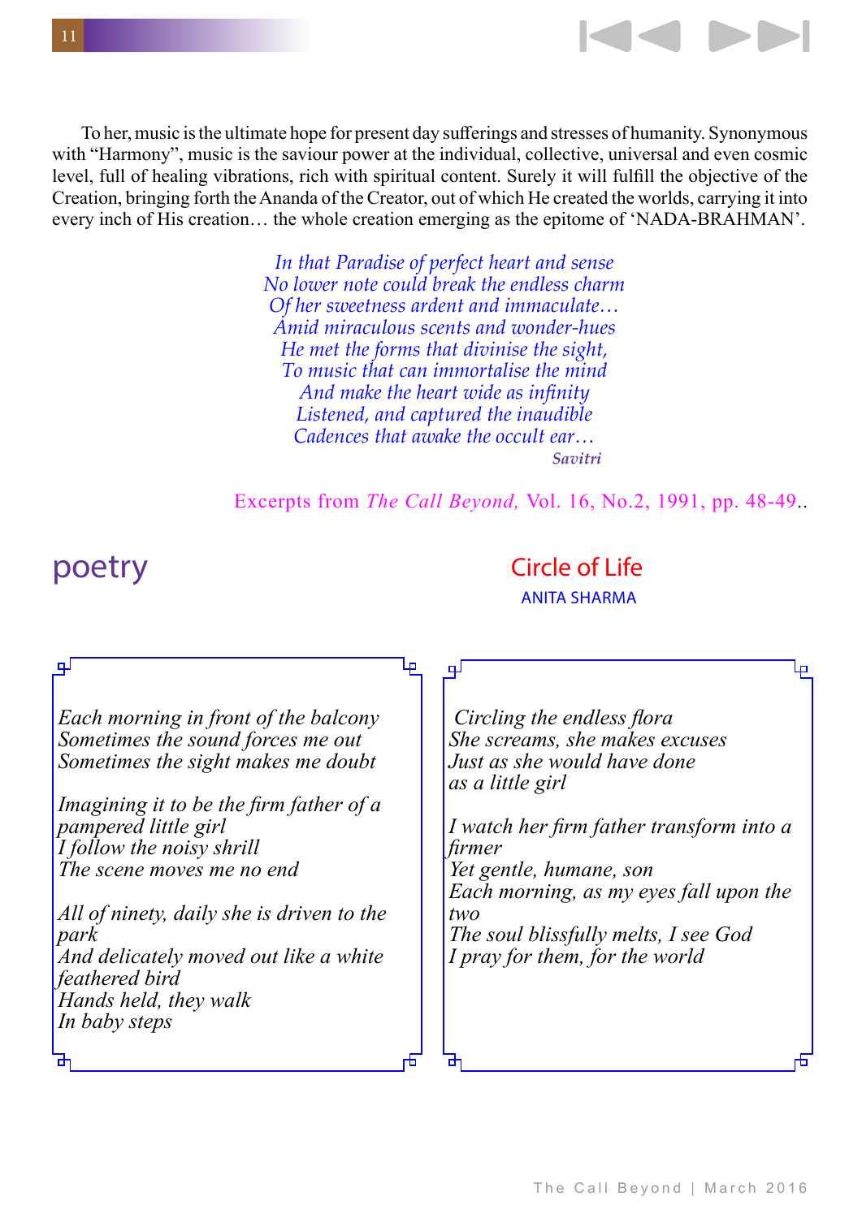To her, music is the ultimate hope for present day sufferings and stresses of humanity. Synonymous with "Harmony", music is the saviour power at the individual, collective, universal and even cosmic level, full of healing vibrations, rich with spiritual content. Surely it will fulfill the objective of the Creation, bringing forth the Ananda of the Creator, out of which He created the worlds, carrying it into every inch of His creation… the whole creation emerging as the epitome of 'NADA-BRAHMAN'.

*In that Paradise of perfect heart and sense*
*No lower note could break the endless charm*
*Of her sweetness ardent and immaculate…*
*Amid miraculous scents and wonder-hues*
*He met the forms that divinise the sight,*
*To music that can immortalise the mind*
*And make the heart wide as infinity*
*Listened, and captured the inaudible*
*Cadences that awake the occult ear…*

*Savitri*

Excerpts from *The Call Beyond,* Vol. 16, No.2, 1991, pp. 48-49..

# poetry

## Circle of Life

ANITA SHARMA

*Each morning in front of the balcony*
*Sometimes the sound forces me out*
*Sometimes the sight makes me doubt*

*Imagining it to be the firm father of a pampered little girl*
*I follow the noisy shrill*
*The scene moves me no end*

*All of ninety, daily she is driven to the park*
*And delicately moved out like a white feathered bird*
*Hands held, they walk*
*In baby steps*

*Circling the endless flora*
*She screams, she makes excuses*
*Just as she would have done*
*as a little girl*

*I watch her firm father transform into a firmer*
*Yet gentle, humane, son*
*Each morning, as my eyes fall upon the two*
*The soul blissfully melts, I see God*
*I pray for them, for the world*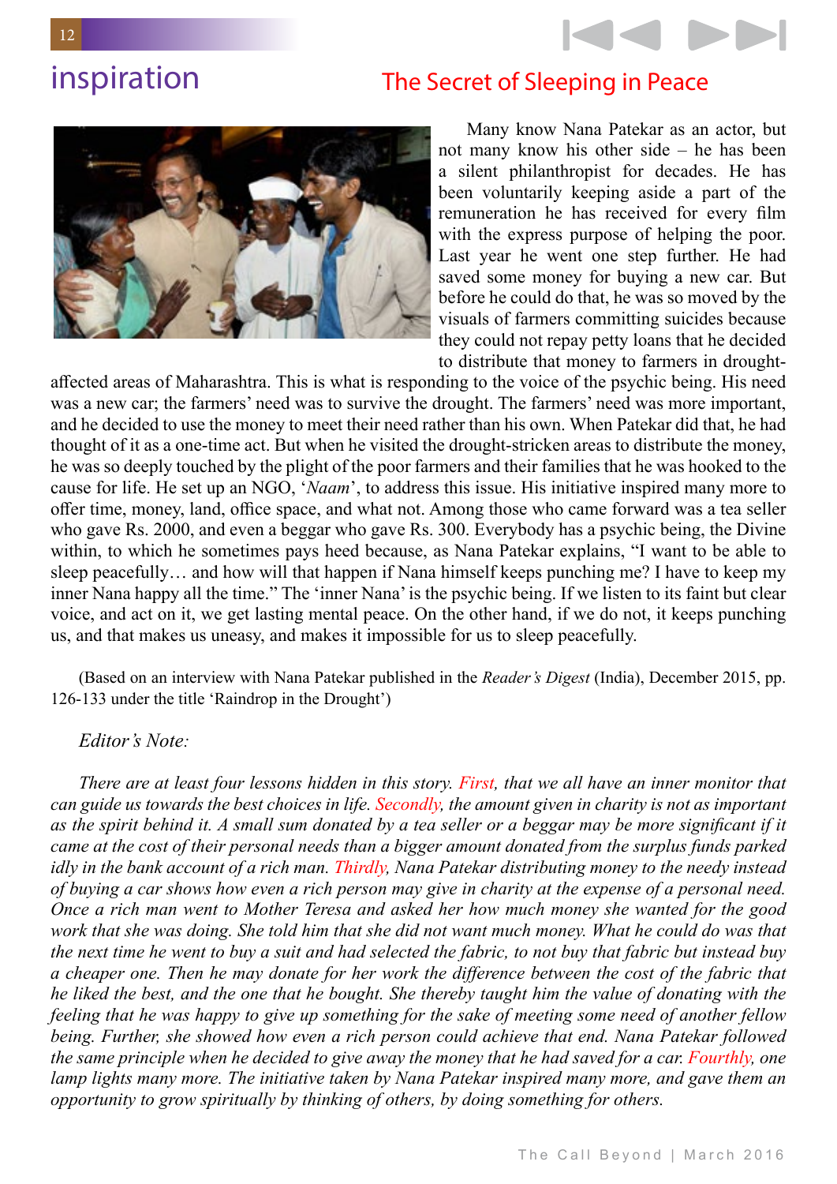# inspiration

## The Secret of Sleeping in Peace

Many know Nana Patekar as an actor, but not many know his other side – he has been a silent philanthropist for decades. He has been voluntarily keeping aside a part of the remuneration he has received for every film with the express purpose of helping the poor. Last year he went one step further. He had saved some money for buying a new car. But before he could do that, he was so moved by the visuals of farmers committing suicides because they could not repay petty loans that he decided to distribute that money to farmers in drought-affected areas of Maharashtra. This is what is responding to the voice of the psychic being. His need was a new car; the farmers' need was to survive the drought. The farmers' need was more important, and he decided to use the money to meet their need rather than his own. When Patekar did that, he had thought of it as a one-time act. But when he visited the drought-stricken areas to distribute the money, he was so deeply touched by the plight of the poor farmers and their families that he was hooked to the cause for life. He set up an NGO, '*Naam*', to address this issue. His initiative inspired many more to offer time, money, land, office space, and what not. Among those who came forward was a tea seller who gave Rs. 2000, and even a beggar who gave Rs. 300. Everybody has a psychic being, the Divine within, to which he sometimes pays heed because, as Nana Patekar explains, "I want to be able to sleep peacefully… and how will that happen if Nana himself keeps punching me? I have to keep my inner Nana happy all the time." The 'inner Nana' is the psychic being. If we listen to its faint but clear voice, and act on it, we get lasting mental peace. On the other hand, if we do not, it keeps punching us, and that makes us uneasy, and makes it impossible for us to sleep peacefully.

(Based on an interview with Nana Patekar published in the *Reader's Digest* (India), December 2015, pp. 126-133 under the title 'Raindrop in the Drought')

*Editor's Note:*

*There are at least four lessons hidden in this story. First, that we all have an inner monitor that can guide us towards the best choices in life. Secondly, the amount given in charity is not as important as the spirit behind it. A small sum donated by a tea seller or a beggar may be more significant if it came at the cost of their personal needs than a bigger amount donated from the surplus funds parked idly in the bank account of a rich man. Thirdly, Nana Patekar distributing money to the needy instead of buying a car shows how even a rich person may give in charity at the expense of a personal need. Once a rich man went to Mother Teresa and asked her how much money she wanted for the good work that she was doing. She told him that she did not want much money. What he could do was that the next time he went to buy a suit and had selected the fabric, to not buy that fabric but instead buy a cheaper one. Then he may donate for her work the difference between the cost of the fabric that he liked the best, and the one that he bought. She thereby taught him the value of donating with the feeling that he was happy to give up something for the sake of meeting some need of another fellow being. Further, she showed how even a rich person could achieve that end. Nana Patekar followed the same principle when he decided to give away the money that he had saved for a car. Fourthly, one lamp lights many more. The initiative taken by Nana Patekar inspired many more, and gave them an opportunity to grow spiritually by thinking of others, by doing something for others.*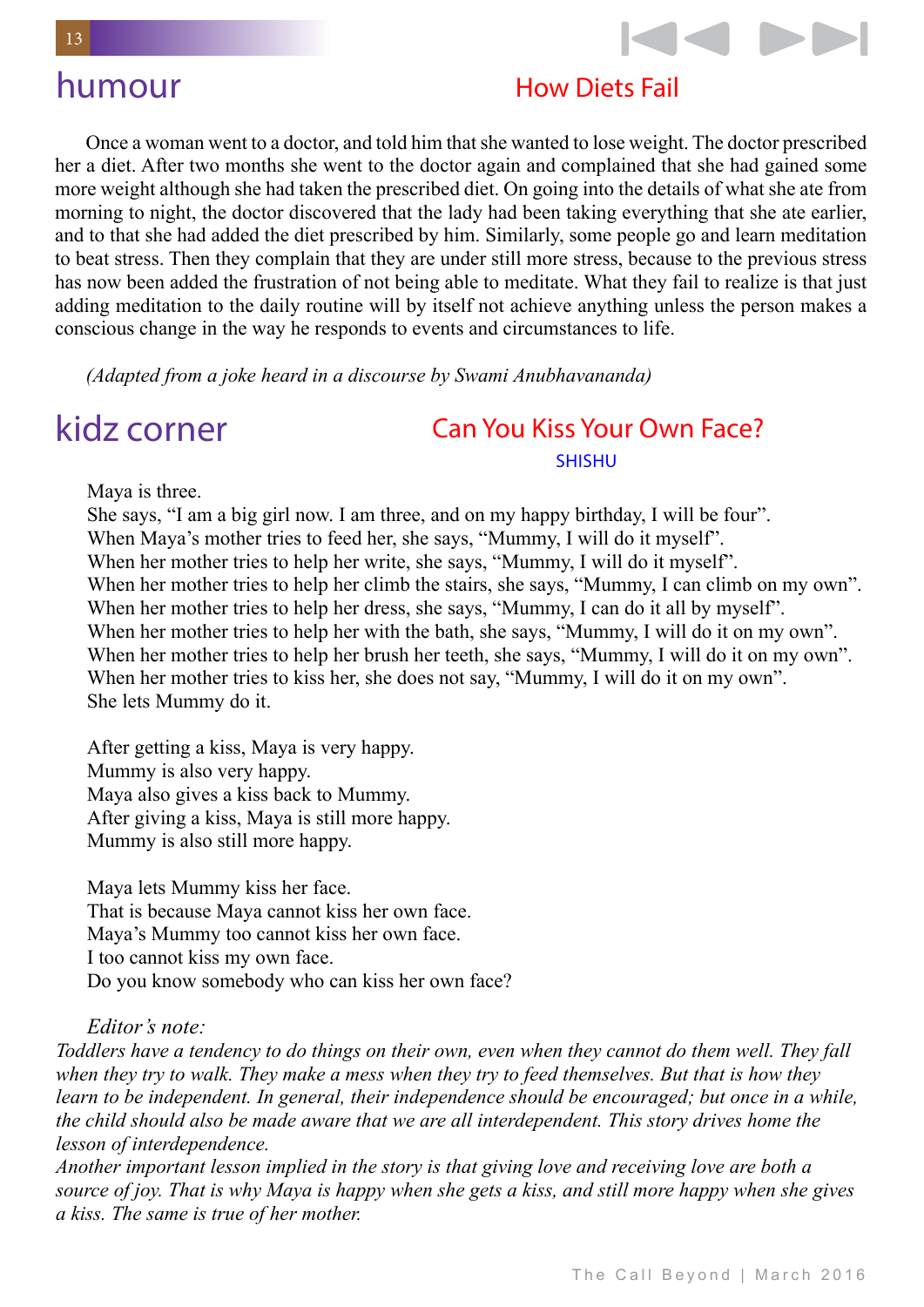# humour

## How Diets Fail

Once a woman went to a doctor, and told him that she wanted to lose weight. The doctor prescribed her a diet. After two months she went to the doctor again and complained that she had gained some more weight although she had taken the prescribed diet. On going into the details of what she ate from morning to night, the doctor discovered that the lady had been taking everything that she ate earlier, and to that she had added the diet prescribed by him. Similarly, some people go and learn meditation to beat stress. Then they complain that they are under still more stress, because to the previous stress has now been added the frustration of not being able to meditate. What they fail to realize is that just adding meditation to the daily routine will by itself not achieve anything unless the person makes a conscious change in the way he responds to events and circumstances to life.

*(Adapted from a joke heard in a discourse by Swami Anubhavananda)*

# kidz corner

## Can You Kiss Your Own Face?

SHISHU

Maya is three.
She says, "I am a big girl now. I am three, and on my happy birthday, I will be four".
When Maya's mother tries to feed her, she says, "Mummy, I will do it myself".
When her mother tries to help her write, she says, "Mummy, I will do it myself".
When her mother tries to help her climb the stairs, she says, "Mummy, I can climb on my own".
When her mother tries to help her dress, she says, "Mummy, I can do it all by myself".
When her mother tries to help her with the bath, she says, "Mummy, I will do it on my own".
When her mother tries to help her brush her teeth, she says, "Mummy, I will do it on my own".
When her mother tries to kiss her, she does not say, "Mummy, I will do it on my own".
She lets Mummy do it.

After getting a kiss, Maya is very happy.
Mummy is also very happy.
Maya also gives a kiss back to Mummy.
After giving a kiss, Maya is still more happy.
Mummy is also still more happy.

Maya lets Mummy kiss her face.
That is because Maya cannot kiss her own face.
Maya's Mummy too cannot kiss her own face.
I too cannot kiss my own face.
Do you know somebody who can kiss her own face?

*Editor's note:*

*Toddlers have a tendency to do things on their own, even when they cannot do them well. They fall when they try to walk. They make a mess when they try to feed themselves. But that is how they learn to be independent. In general, their independence should be encouraged; but once in a while, the child should also be made aware that we are all interdependent. This story drives home the lesson of interdependence.*

*Another important lesson implied in the story is that giving love and receiving love are both a source of joy. That is why Maya is happy when she gets a kiss, and still more happy when she gives a kiss. The same is true of her mother.*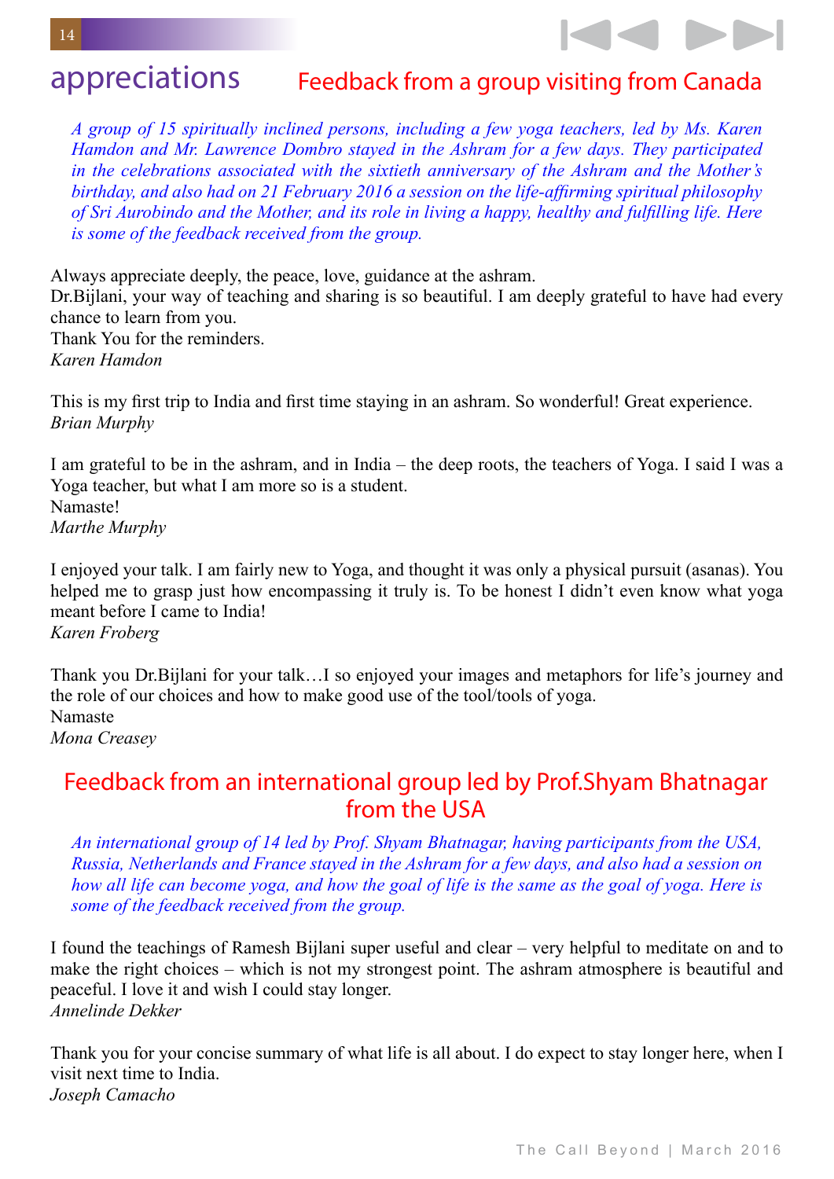# appreciations

## Feedback from a group visiting from Canada

*A group of 15 spiritually inclined persons, including a few yoga teachers, led by Ms. Karen Hamdon and Mr. Lawrence Dombro stayed in the Ashram for a few days. They participated in the celebrations associated with the sixtieth anniversary of the Ashram and the Mother's birthday, and also had on 21 February 2016 a session on the life-affirming spiritual philosophy of Sri Aurobindo and the Mother, and its role in living a happy, healthy and fulfilling life. Here is some of the feedback received from the group.*

Always appreciate deeply, the peace, love, guidance at the ashram.
Dr.Bijlani, your way of teaching and sharing is so beautiful. I am deeply grateful to have had every chance to learn from you.
Thank You for the reminders.
*Karen Hamdon*

This is my first trip to India and first time staying in an ashram. So wonderful! Great experience.
*Brian Murphy*

I am grateful to be in the ashram, and in India – the deep roots, the teachers of Yoga. I said I was a Yoga teacher, but what I am more so is a student.
Namaste!
*Marthe Murphy*

I enjoyed your talk. I am fairly new to Yoga, and thought it was only a physical pursuit (asanas). You helped me to grasp just how encompassing it truly is. To be honest I didn't even know what yoga meant before I came to India!
*Karen Froberg*

Thank you Dr.Bijlani for your talk…I so enjoyed your images and metaphors for life's journey and the role of our choices and how to make good use of the tool/tools of yoga.
Namaste
*Mona Creasey*

## Feedback from an international group led by Prof.Shyam Bhatnagar from the USA

*An international group of 14 led by Prof. Shyam Bhatnagar, having participants from the USA, Russia, Netherlands and France stayed in the Ashram for a few days, and also had a session on how all life can become yoga, and how the goal of life is the same as the goal of yoga. Here is some of the feedback received from the group.*

I found the teachings of Ramesh Bijlani super useful and clear – very helpful to meditate on and to make the right choices – which is not my strongest point. The ashram atmosphere is beautiful and peaceful. I love it and wish I could stay longer.
*Annelinde Dekker*

Thank you for your concise summary of what life is all about. I do expect to stay longer here, when I visit next time to India.
*Joseph Camacho*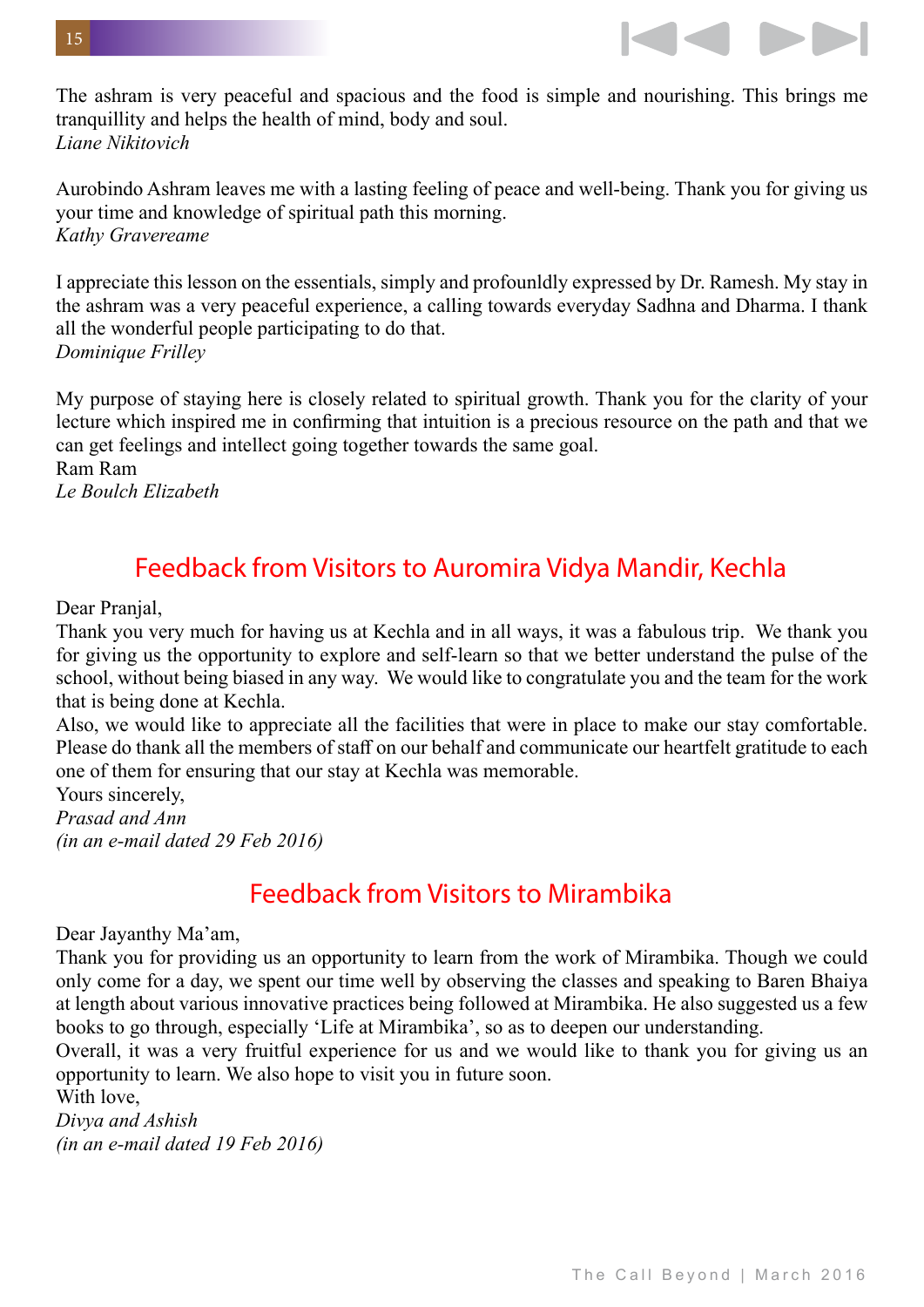The ashram is very peaceful and spacious and the food is simple and nourishing. This brings me tranquillity and helps the health of mind, body and soul.
*Liane Nikitovich*

Aurobindo Ashram leaves me with a lasting feeling of peace and well-being. Thank you for giving us your time and knowledge of spiritual path this morning.
*Kathy Gravereame*

I appreciate this lesson on the essentials, simply and profounldly expressed by Dr. Ramesh. My stay in the ashram was a very peaceful experience, a calling towards everyday Sadhna and Dharma. I thank all the wonderful people participating to do that.
*Dominique Frilley*

My purpose of staying here is closely related to spiritual growth. Thank you for the clarity of your lecture which inspired me in confirming that intuition is a precious resource on the path and that we can get feelings and intellect going together towards the same goal.
Ram Ram
*Le Boulch Elizabeth*

## Feedback from Visitors to Auromira Vidya Mandir, Kechla

Dear Pranjal,
Thank you very much for having us at Kechla and in all ways, it was a fabulous trip. We thank you for giving us the opportunity to explore and self-learn so that we better understand the pulse of the school, without being biased in any way. We would like to congratulate you and the team for the work that is being done at Kechla.
Also, we would like to appreciate all the facilities that were in place to make our stay comfortable. Please do thank all the members of staff on our behalf and communicate our heartfelt gratitude to each one of them for ensuring that our stay at Kechla was memorable.
Yours sincerely,
*Prasad and Ann*
*(in an e-mail dated 29 Feb 2016)*

## Feedback from Visitors to Mirambika

Dear Jayanthy Ma'am,
Thank you for providing us an opportunity to learn from the work of Mirambika. Though we could only come for a day, we spent our time well by observing the classes and speaking to Baren Bhaiya at length about various innovative practices being followed at Mirambika. He also suggested us a few books to go through, especially 'Life at Mirambika', so as to deepen our understanding.
Overall, it was a very fruitful experience for us and we would like to thank you for giving us an opportunity to learn. We also hope to visit you in future soon.
With love,
*Divya and Ashish*
*(in an e-mail dated 19 Feb 2016)*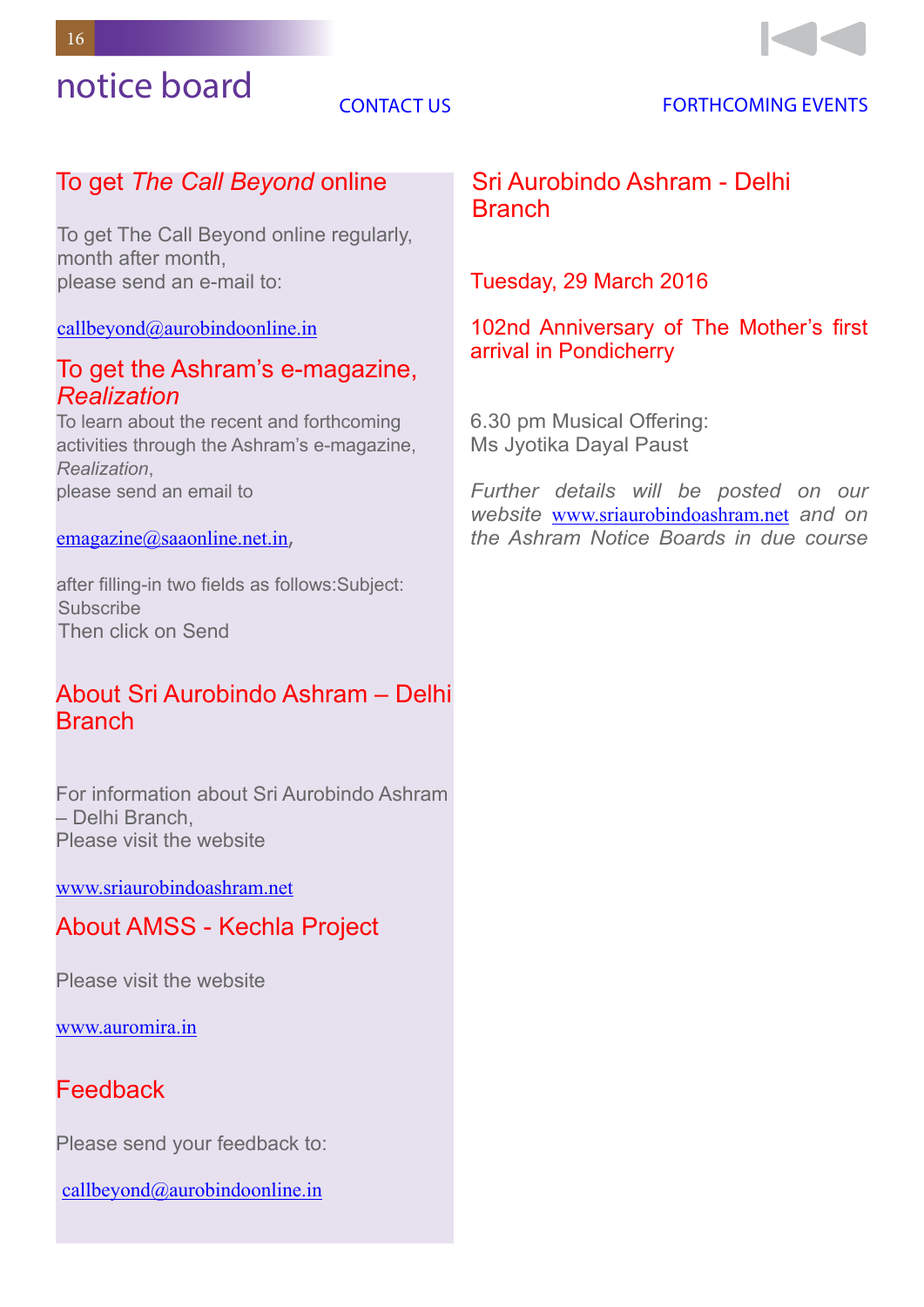# notice board

CONTACT US

FORTHCOMING EVENTS

## To get *The Call Beyond* online

To get The Call Beyond online regularly, month after month, please send an e-mail to:

callbeyond@aurobindoonline.in

## To get the Ashram's e-magazine, *Realization*

To learn about the recent and forthcoming activities through the Ashram's e-magazine, *Realization*, please send an email to

emagazine@saaonline.net.in,

after filling-in two fields as follows:Subject: Subscribe
Then click on Send

## About Sri Aurobindo Ashram – Delhi Branch

For information about Sri Aurobindo Ashram – Delhi Branch,
Please visit the website

www.sriaurobindoashram.net

## About AMSS - Kechla Project

Please visit the website

www.auromira.in

## Feedback

Please send your feedback to:

callbeyond@aurobindoonline.in

## Sri Aurobindo Ashram - Delhi Branch

### Tuesday, 29 March 2016

### 102nd Anniversary of The Mother's first arrival in Pondicherry

6.30 pm Musical Offering:
Ms Jyotika Dayal Paust

*Further details will be posted on our website* www.sriaurobindoashram.net *and on the Ashram Notice Boards in due course*